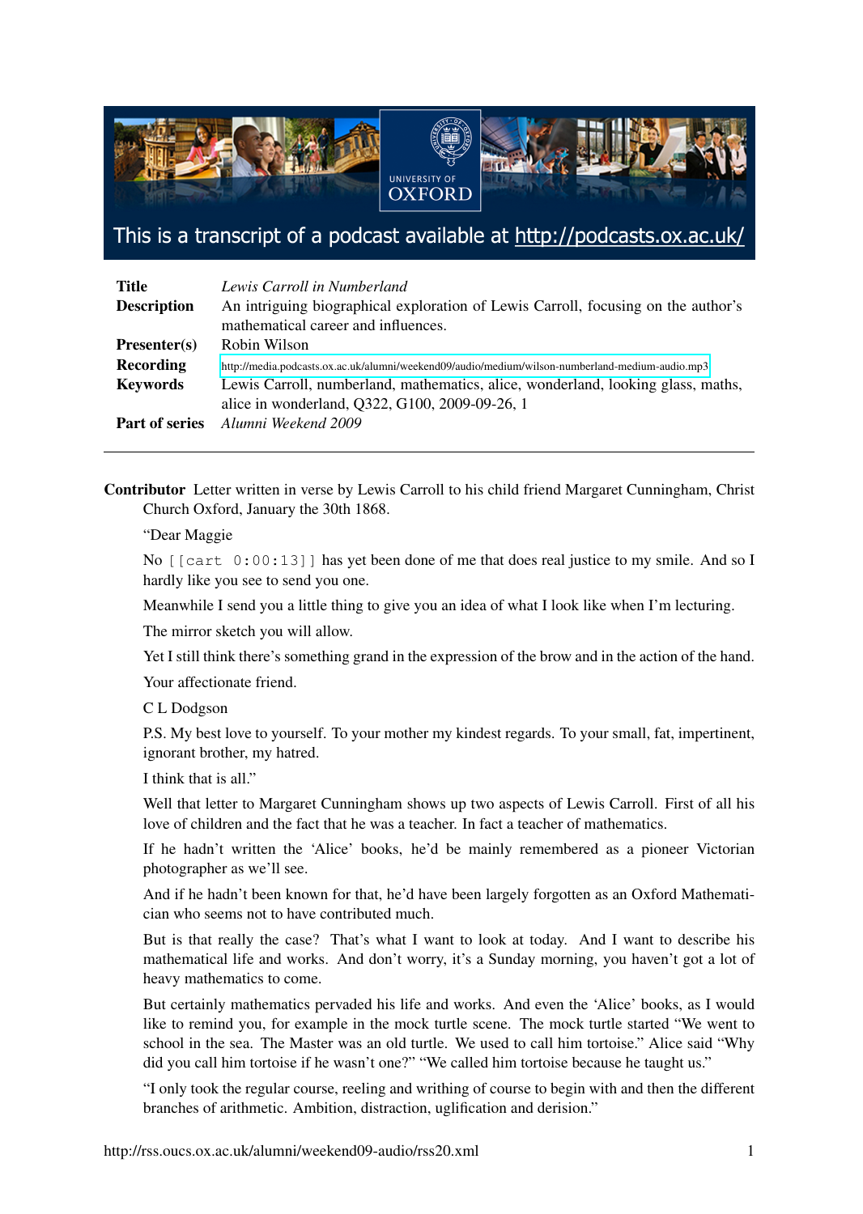This is a transcript of a podcast available at http://podcasts.ox.ac.uk/

| | |
|---|---|
| **Title** | *Lewis Carroll in Numberland* |
| **Description** | An intriguing biographical exploration of Lewis Carroll, focusing on the author's mathematical career and influences. |
| **Presenter(s)** | Robin Wilson |
| **Recording** | http://media.podcasts.ox.ac.uk/alumni/weekend09/audio/medium/wilson-numberland-medium-audio.mp3 |
| **Keywords** | Lewis Carroll, numberland, mathematics, alice, wonderland, looking glass, maths, alice in wonderland, Q322, G100, 2009-09-26, 1 |
| **Part of series** | *Alumni Weekend 2009* |

---

**Contributor** Letter written in verse by Lewis Carroll to his child friend Margaret Cunningham, Christ Church Oxford, January the 30th 1868.

"Dear Maggie

No `[[cart 0:00:13]]` has yet been done of me that does real justice to my smile. And so I hardly like you see to send you one.

Meanwhile I send you a little thing to give you an idea of what I look like when I'm lecturing.

The mirror sketch you will allow.

Yet I still think there's something grand in the expression of the brow and in the action of the hand.

Your affectionate friend.

C L Dodgson

P.S. My best love to yourself. To your mother my kindest regards. To your small, fat, impertinent, ignorant brother, my hatred.

I think that is all."

Well that letter to Margaret Cunningham shows up two aspects of Lewis Carroll. First of all his love of children and the fact that he was a teacher. In fact a teacher of mathematics.

If he hadn't written the 'Alice' books, he'd be mainly remembered as a pioneer Victorian photographer as we'll see.

And if he hadn't been known for that, he'd have been largely forgotten as an Oxford Mathematician who seems not to have contributed much.

But is that really the case? That's what I want to look at today. And I want to describe his mathematical life and works. And don't worry, it's a Sunday morning, you haven't got a lot of heavy mathematics to come.

But certainly mathematics pervaded his life and works. And even the 'Alice' books, as I would like to remind you, for example in the mock turtle scene. The mock turtle started "We went to school in the sea. The Master was an old turtle. We used to call him tortoise." Alice said "Why did you call him tortoise if he wasn't one?" "We called him tortoise because he taught us."

"I only took the regular course, reeling and writhing of course to begin with and then the different branches of arithmetic. Ambition, distraction, uglification and derision."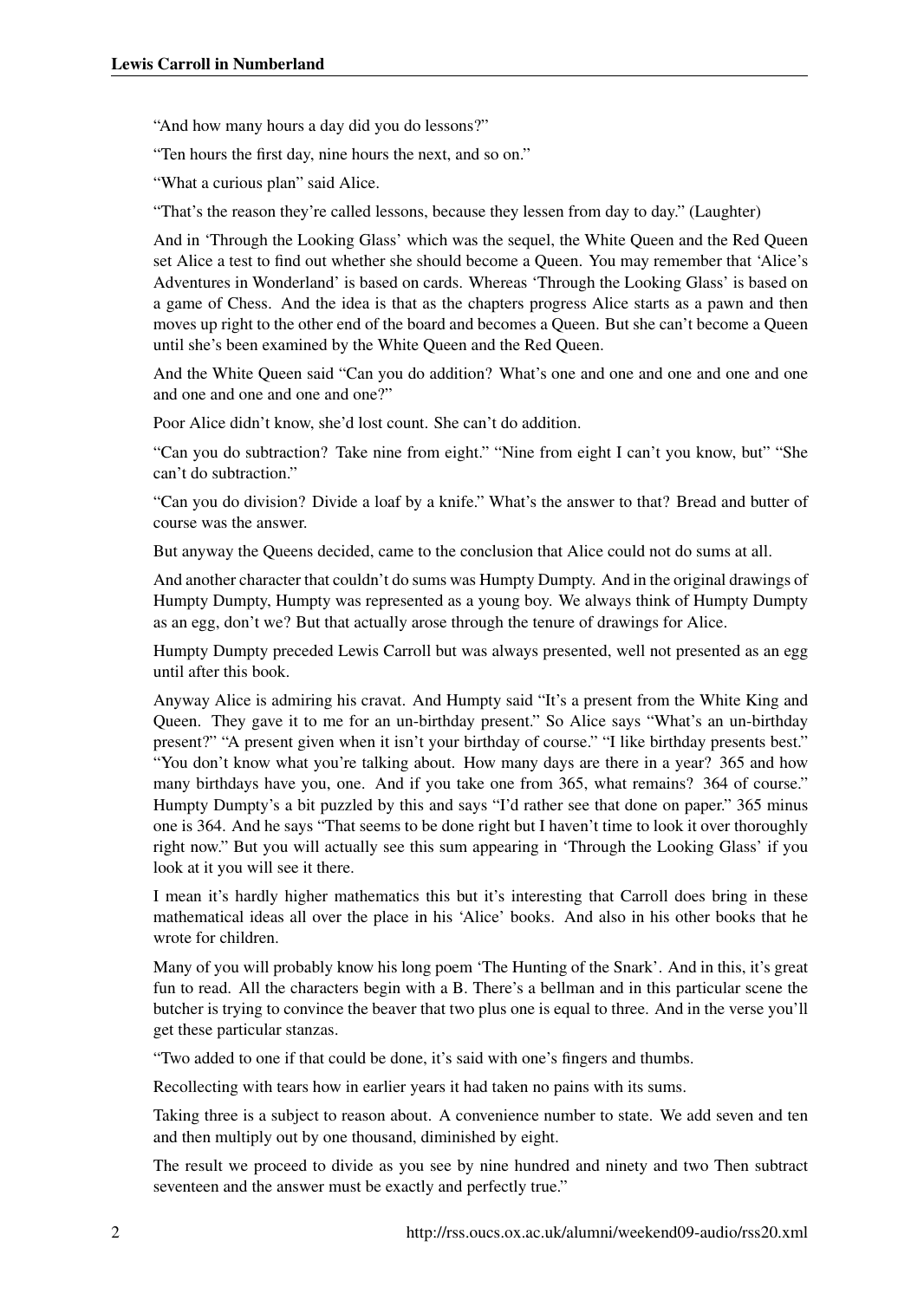"And how many hours a day did you do lessons?"

"Ten hours the first day, nine hours the next, and so on."

"What a curious plan" said Alice.

"That's the reason they're called lessons, because they lessen from day to day." (Laughter)

And in 'Through the Looking Glass' which was the sequel, the White Queen and the Red Queen set Alice a test to find out whether she should become a Queen. You may remember that 'Alice's Adventures in Wonderland' is based on cards. Whereas 'Through the Looking Glass' is based on a game of Chess. And the idea is that as the chapters progress Alice starts as a pawn and then moves up right to the other end of the board and becomes a Queen. But she can't become a Queen until she's been examined by the White Queen and the Red Queen.

And the White Queen said "Can you do addition? What's one and one and one and one and one and one and one and one and one?"

Poor Alice didn't know, she'd lost count. She can't do addition.

"Can you do subtraction? Take nine from eight." "Nine from eight I can't you know, but" "She can't do subtraction."

"Can you do division? Divide a loaf by a knife." What's the answer to that? Bread and butter of course was the answer.

But anyway the Queens decided, came to the conclusion that Alice could not do sums at all.

And another character that couldn't do sums was Humpty Dumpty. And in the original drawings of Humpty Dumpty, Humpty was represented as a young boy. We always think of Humpty Dumpty as an egg, don't we? But that actually arose through the tenure of drawings for Alice.

Humpty Dumpty preceded Lewis Carroll but was always presented, well not presented as an egg until after this book.

Anyway Alice is admiring his cravat. And Humpty said "It's a present from the White King and Queen. They gave it to me for an un-birthday present." So Alice says "What's an un-birthday present?" "A present given when it isn't your birthday of course." "I like birthday presents best." "You don't know what you're talking about. How many days are there in a year? 365 and how many birthdays have you, one. And if you take one from 365, what remains? 364 of course." Humpty Dumpty's a bit puzzled by this and says "I'd rather see that done on paper." 365 minus one is 364. And he says "That seems to be done right but I haven't time to look it over thoroughly right now." But you will actually see this sum appearing in 'Through the Looking Glass' if you look at it you will see it there.

I mean it's hardly higher mathematics this but it's interesting that Carroll does bring in these mathematical ideas all over the place in his 'Alice' books. And also in his other books that he wrote for children.

Many of you will probably know his long poem 'The Hunting of the Snark'. And in this, it's great fun to read. All the characters begin with a B. There's a bellman and in this particular scene the butcher is trying to convince the beaver that two plus one is equal to three. And in the verse you'll get these particular stanzas.

"Two added to one if that could be done, it's said with one's fingers and thumbs.

Recollecting with tears how in earlier years it had taken no pains with its sums.

Taking three is a subject to reason about. A convenience number to state. We add seven and ten and then multiply out by one thousand, diminished by eight.

The result we proceed to divide as you see by nine hundred and ninety and two Then subtract seventeen and the answer must be exactly and perfectly true."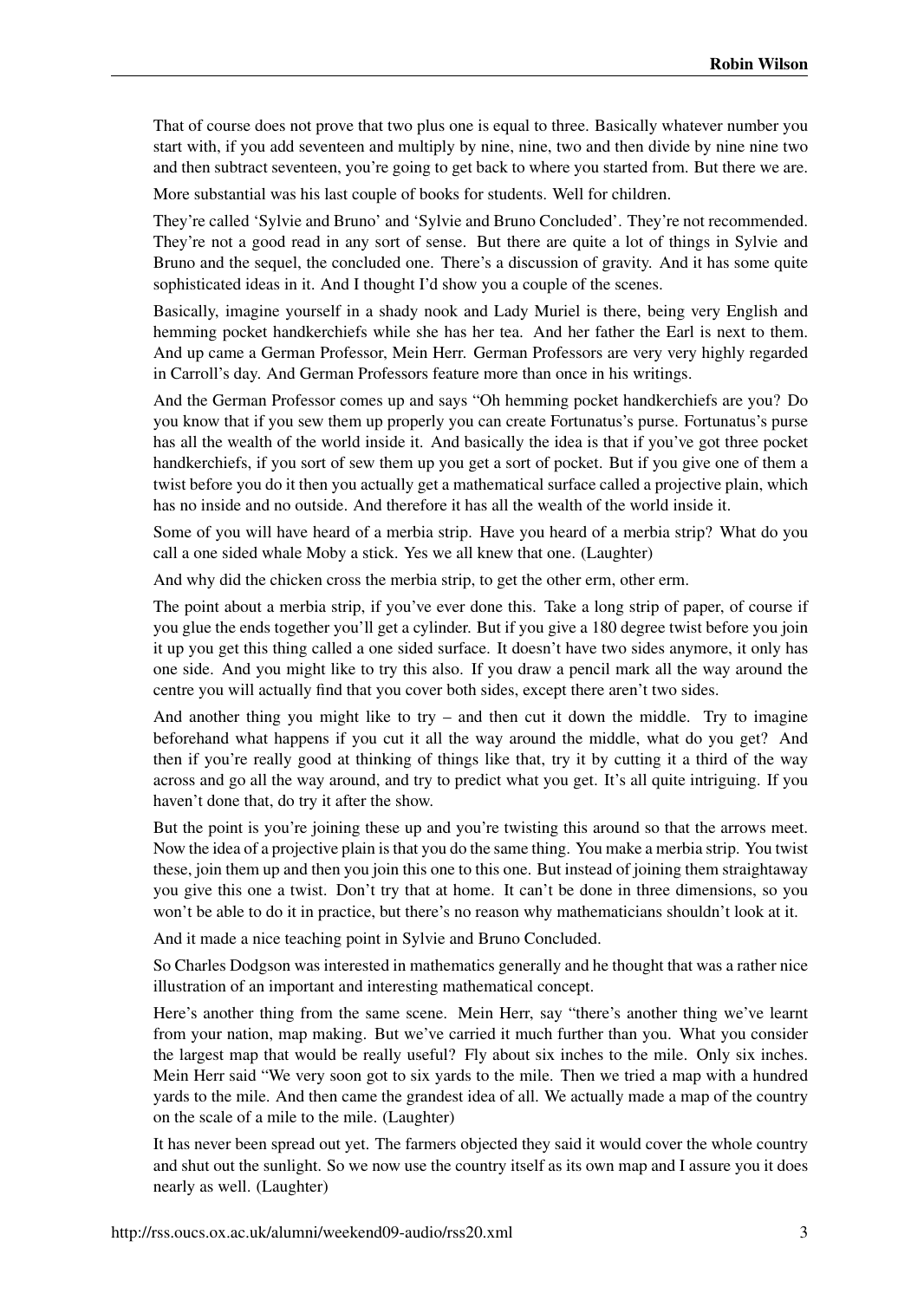That of course does not prove that two plus one is equal to three. Basically whatever number you start with, if you add seventeen and multiply by nine, nine, two and then divide by nine nine two and then subtract seventeen, you're going to get back to where you started from. But there we are.

More substantial was his last couple of books for students. Well for children.

They're called 'Sylvie and Bruno' and 'Sylvie and Bruno Concluded'. They're not recommended. They're not a good read in any sort of sense. But there are quite a lot of things in Sylvie and Bruno and the sequel, the concluded one. There's a discussion of gravity. And it has some quite sophisticated ideas in it. And I thought I'd show you a couple of the scenes.

Basically, imagine yourself in a shady nook and Lady Muriel is there, being very English and hemming pocket handkerchiefs while she has her tea. And her father the Earl is next to them. And up came a German Professor, Mein Herr. German Professors are very very highly regarded in Carroll's day. And German Professors feature more than once in his writings.

And the German Professor comes up and says "Oh hemming pocket handkerchiefs are you? Do you know that if you sew them up properly you can create Fortunatus's purse. Fortunatus's purse has all the wealth of the world inside it. And basically the idea is that if you've got three pocket handkerchiefs, if you sort of sew them up you get a sort of pocket. But if you give one of them a twist before you do it then you actually get a mathematical surface called a projective plain, which has no inside and no outside. And therefore it has all the wealth of the world inside it.

Some of you will have heard of a merbia strip. Have you heard of a merbia strip? What do you call a one sided whale Moby a stick. Yes we all knew that one. (Laughter)

And why did the chicken cross the merbia strip, to get the other erm, other erm.

The point about a merbia strip, if you've ever done this. Take a long strip of paper, of course if you glue the ends together you'll get a cylinder. But if you give a 180 degree twist before you join it up you get this thing called a one sided surface. It doesn't have two sides anymore, it only has one side. And you might like to try this also. If you draw a pencil mark all the way around the centre you will actually find that you cover both sides, except there aren't two sides.

And another thing you might like to try – and then cut it down the middle. Try to imagine beforehand what happens if you cut it all the way around the middle, what do you get? And then if you're really good at thinking of things like that, try it by cutting it a third of the way across and go all the way around, and try to predict what you get. It's all quite intriguing. If you haven't done that, do try it after the show.

But the point is you're joining these up and you're twisting this around so that the arrows meet. Now the idea of a projective plain is that you do the same thing. You make a merbia strip. You twist these, join them up and then you join this one to this one. But instead of joining them straightaway you give this one a twist. Don't try that at home. It can't be done in three dimensions, so you won't be able to do it in practice, but there's no reason why mathematicians shouldn't look at it.

And it made a nice teaching point in Sylvie and Bruno Concluded.

So Charles Dodgson was interested in mathematics generally and he thought that was a rather nice illustration of an important and interesting mathematical concept.

Here's another thing from the same scene. Mein Herr, say "there's another thing we've learnt from your nation, map making. But we've carried it much further than you. What you consider the largest map that would be really useful? Fly about six inches to the mile. Only six inches. Mein Herr said "We very soon got to six yards to the mile. Then we tried a map with a hundred yards to the mile. And then came the grandest idea of all. We actually made a map of the country on the scale of a mile to the mile. (Laughter)

It has never been spread out yet. The farmers objected they said it would cover the whole country and shut out the sunlight. So we now use the country itself as its own map and I assure you it does nearly as well. (Laughter)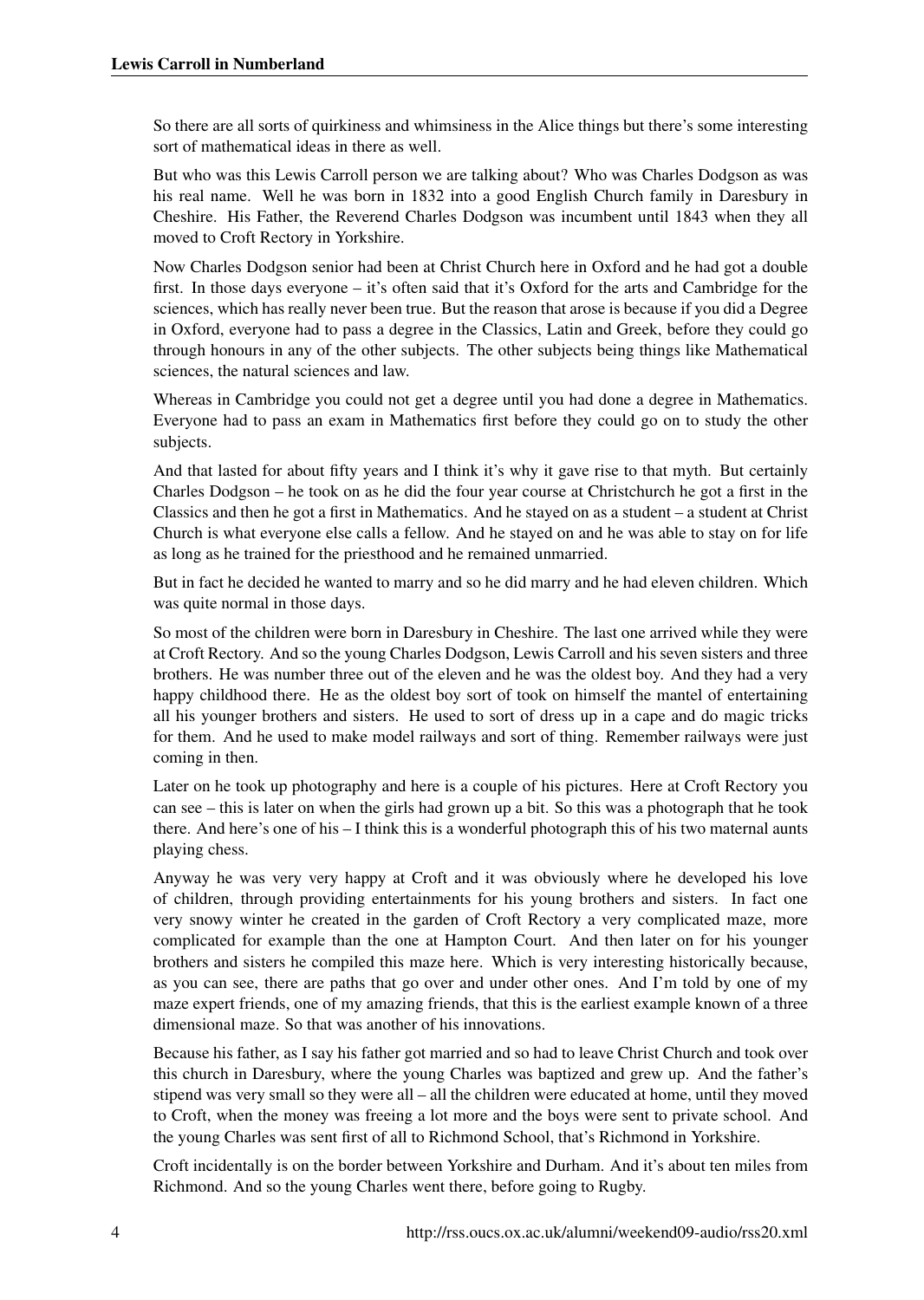So there are all sorts of quirkiness and whimsiness in the Alice things but there's some interesting sort of mathematical ideas in there as well.

But who was this Lewis Carroll person we are talking about? Who was Charles Dodgson as was his real name. Well he was born in 1832 into a good English Church family in Daresbury in Cheshire. His Father, the Reverend Charles Dodgson was incumbent until 1843 when they all moved to Croft Rectory in Yorkshire.

Now Charles Dodgson senior had been at Christ Church here in Oxford and he had got a double first. In those days everyone – it's often said that it's Oxford for the arts and Cambridge for the sciences, which has really never been true. But the reason that arose is because if you did a Degree in Oxford, everyone had to pass a degree in the Classics, Latin and Greek, before they could go through honours in any of the other subjects. The other subjects being things like Mathematical sciences, the natural sciences and law.

Whereas in Cambridge you could not get a degree until you had done a degree in Mathematics. Everyone had to pass an exam in Mathematics first before they could go on to study the other subjects.

And that lasted for about fifty years and I think it's why it gave rise to that myth. But certainly Charles Dodgson – he took on as he did the four year course at Christchurch he got a first in the Classics and then he got a first in Mathematics. And he stayed on as a student – a student at Christ Church is what everyone else calls a fellow. And he stayed on and he was able to stay on for life as long as he trained for the priesthood and he remained unmarried.

But in fact he decided he wanted to marry and so he did marry and he had eleven children. Which was quite normal in those days.

So most of the children were born in Daresbury in Cheshire. The last one arrived while they were at Croft Rectory. And so the young Charles Dodgson, Lewis Carroll and his seven sisters and three brothers. He was number three out of the eleven and he was the oldest boy. And they had a very happy childhood there. He as the oldest boy sort of took on himself the mantel of entertaining all his younger brothers and sisters. He used to sort of dress up in a cape and do magic tricks for them. And he used to make model railways and sort of thing. Remember railways were just coming in then.

Later on he took up photography and here is a couple of his pictures. Here at Croft Rectory you can see – this is later on when the girls had grown up a bit. So this was a photograph that he took there. And here's one of his – I think this is a wonderful photograph this of his two maternal aunts playing chess.

Anyway he was very very happy at Croft and it was obviously where he developed his love of children, through providing entertainments for his young brothers and sisters. In fact one very snowy winter he created in the garden of Croft Rectory a very complicated maze, more complicated for example than the one at Hampton Court. And then later on for his younger brothers and sisters he compiled this maze here. Which is very interesting historically because, as you can see, there are paths that go over and under other ones. And I'm told by one of my maze expert friends, one of my amazing friends, that this is the earliest example known of a three dimensional maze. So that was another of his innovations.

Because his father, as I say his father got married and so had to leave Christ Church and took over this church in Daresbury, where the young Charles was baptized and grew up. And the father's stipend was very small so they were all – all the children were educated at home, until they moved to Croft, when the money was freeing a lot more and the boys were sent to private school. And the young Charles was sent first of all to Richmond School, that's Richmond in Yorkshire.

Croft incidentally is on the border between Yorkshire and Durham. And it's about ten miles from Richmond. And so the young Charles went there, before going to Rugby.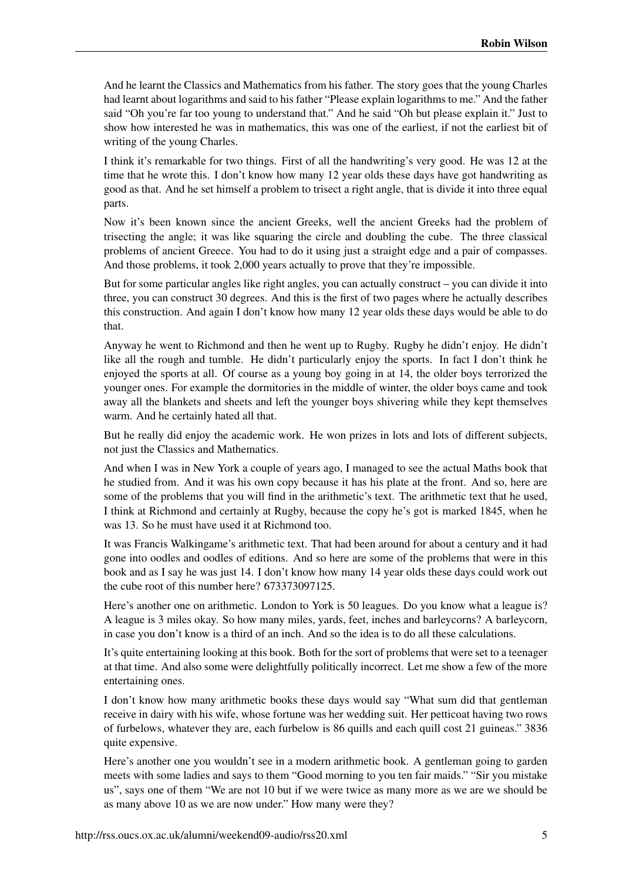And he learnt the Classics and Mathematics from his father. The story goes that the young Charles had learnt about logarithms and said to his father "Please explain logarithms to me." And the father said "Oh you're far too young to understand that." And he said "Oh but please explain it." Just to show how interested he was in mathematics, this was one of the earliest, if not the earliest bit of writing of the young Charles.

I think it's remarkable for two things. First of all the handwriting's very good. He was 12 at the time that he wrote this. I don't know how many 12 year olds these days have got handwriting as good as that. And he set himself a problem to trisect a right angle, that is divide it into three equal parts.

Now it's been known since the ancient Greeks, well the ancient Greeks had the problem of trisecting the angle; it was like squaring the circle and doubling the cube. The three classical problems of ancient Greece. You had to do it using just a straight edge and a pair of compasses. And those problems, it took 2,000 years actually to prove that they're impossible.

But for some particular angles like right angles, you can actually construct – you can divide it into three, you can construct 30 degrees. And this is the first of two pages where he actually describes this construction. And again I don't know how many 12 year olds these days would be able to do that.

Anyway he went to Richmond and then he went up to Rugby. Rugby he didn't enjoy. He didn't like all the rough and tumble. He didn't particularly enjoy the sports. In fact I don't think he enjoyed the sports at all. Of course as a young boy going in at 14, the older boys terrorized the younger ones. For example the dormitories in the middle of winter, the older boys came and took away all the blankets and sheets and left the younger boys shivering while they kept themselves warm. And he certainly hated all that.

But he really did enjoy the academic work. He won prizes in lots and lots of different subjects, not just the Classics and Mathematics.

And when I was in New York a couple of years ago, I managed to see the actual Maths book that he studied from. And it was his own copy because it has his plate at the front. And so, here are some of the problems that you will find in the arithmetic's text. The arithmetic text that he used, I think at Richmond and certainly at Rugby, because the copy he's got is marked 1845, when he was 13. So he must have used it at Richmond too.

It was Francis Walkingame's arithmetic text. That had been around for about a century and it had gone into oodles and oodles of editions. And so here are some of the problems that were in this book and as I say he was just 14. I don't know how many 14 year olds these days could work out the cube root of this number here? 673373097125.

Here's another one on arithmetic. London to York is 50 leagues. Do you know what a league is? A league is 3 miles okay. So how many miles, yards, feet, inches and barleycorns? A barleycorn, in case you don't know is a third of an inch. And so the idea is to do all these calculations.

It's quite entertaining looking at this book. Both for the sort of problems that were set to a teenager at that time. And also some were delightfully politically incorrect. Let me show a few of the more entertaining ones.

I don't know how many arithmetic books these days would say "What sum did that gentleman receive in dairy with his wife, whose fortune was her wedding suit. Her petticoat having two rows of furbelows, whatever they are, each furbelow is 86 quills and each quill cost 21 guineas." 3836 quite expensive.

Here's another one you wouldn't see in a modern arithmetic book. A gentleman going to garden meets with some ladies and says to them "Good morning to you ten fair maids." "Sir you mistake us", says one of them "We are not 10 but if we were twice as many more as we are we should be as many above 10 as we are now under." How many were they?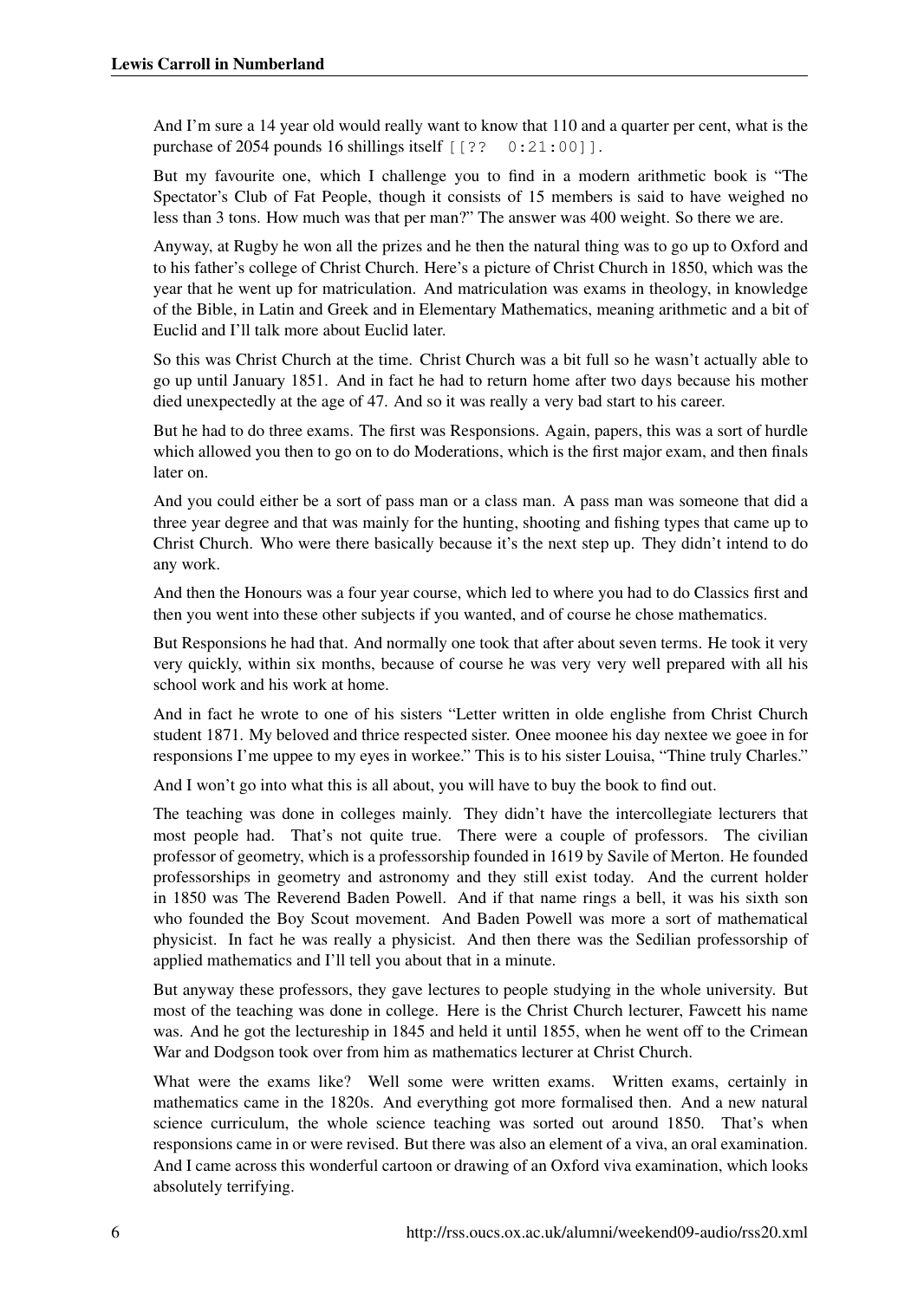And I'm sure a 14 year old would really want to know that 110 and a quarter per cent, what is the purchase of 2054 pounds 16 shillings itself [[?? 0:21:00]].

But my favourite one, which I challenge you to find in a modern arithmetic book is "The Spectator's Club of Fat People, though it consists of 15 members is said to have weighed no less than 3 tons. How much was that per man?" The answer was 400 weight. So there we are.

Anyway, at Rugby he won all the prizes and he then the natural thing was to go up to Oxford and to his father's college of Christ Church. Here's a picture of Christ Church in 1850, which was the year that he went up for matriculation. And matriculation was exams in theology, in knowledge of the Bible, in Latin and Greek and in Elementary Mathematics, meaning arithmetic and a bit of Euclid and I'll talk more about Euclid later.

So this was Christ Church at the time. Christ Church was a bit full so he wasn't actually able to go up until January 1851. And in fact he had to return home after two days because his mother died unexpectedly at the age of 47. And so it was really a very bad start to his career.

But he had to do three exams. The first was Responsions. Again, papers, this was a sort of hurdle which allowed you then to go on to do Moderations, which is the first major exam, and then finals later on.

And you could either be a sort of pass man or a class man. A pass man was someone that did a three year degree and that was mainly for the hunting, shooting and fishing types that came up to Christ Church. Who were there basically because it's the next step up. They didn't intend to do any work.

And then the Honours was a four year course, which led to where you had to do Classics first and then you went into these other subjects if you wanted, and of course he chose mathematics.

But Responsions he had that. And normally one took that after about seven terms. He took it very very quickly, within six months, because of course he was very very well prepared with all his school work and his work at home.

And in fact he wrote to one of his sisters "Letter written in olde englishe from Christ Church student 1871. My beloved and thrice respected sister. Onee moonee his day nextee we goee in for responsions I'me uppee to my eyes in workee." This is to his sister Louisa, "Thine truly Charles."

And I won't go into what this is all about, you will have to buy the book to find out.

The teaching was done in colleges mainly. They didn't have the intercollegiate lecturers that most people had. That's not quite true. There were a couple of professors. The civilian professor of geometry, which is a professorship founded in 1619 by Savile of Merton. He founded professorships in geometry and astronomy and they still exist today. And the current holder in 1850 was The Reverend Baden Powell. And if that name rings a bell, it was his sixth son who founded the Boy Scout movement. And Baden Powell was more a sort of mathematical physicist. In fact he was really a physicist. And then there was the Sedilian professorship of applied mathematics and I'll tell you about that in a minute.

But anyway these professors, they gave lectures to people studying in the whole university. But most of the teaching was done in college. Here is the Christ Church lecturer, Fawcett his name was. And he got the lectureship in 1845 and held it until 1855, when he went off to the Crimean War and Dodgson took over from him as mathematics lecturer at Christ Church.

What were the exams like? Well some were written exams. Written exams, certainly in mathematics came in the 1820s. And everything got more formalised then. And a new natural science curriculum, the whole science teaching was sorted out around 1850. That's when responsions came in or were revised. But there was also an element of a viva, an oral examination. And I came across this wonderful cartoon or drawing of an Oxford viva examination, which looks absolutely terrifying.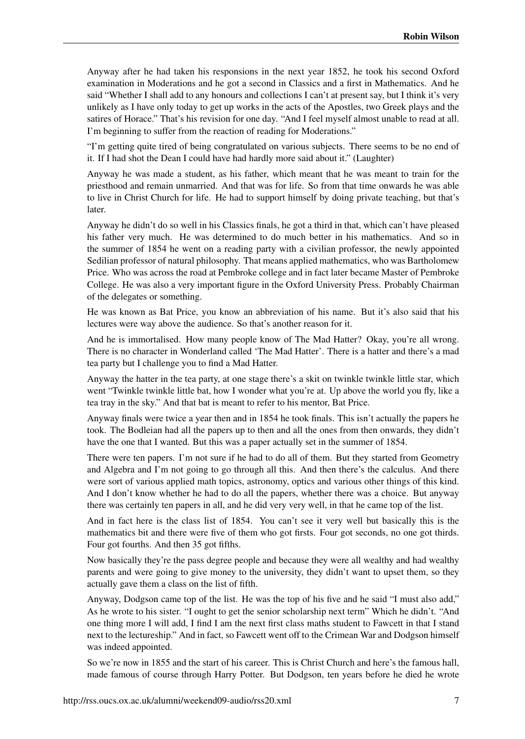Anyway after he had taken his responsions in the next year 1852, he took his second Oxford examination in Moderations and he got a second in Classics and a first in Mathematics. And he said "Whether I shall add to any honours and collections I can't at present say, but I think it's very unlikely as I have only today to get up works in the acts of the Apostles, two Greek plays and the satires of Horace." That's his revision for one day. "And I feel myself almost unable to read at all. I'm beginning to suffer from the reaction of reading for Moderations."

"I'm getting quite tired of being congratulated on various subjects. There seems to be no end of it. If I had shot the Dean I could have had hardly more said about it." (Laughter)

Anyway he was made a student, as his father, which meant that he was meant to train for the priesthood and remain unmarried. And that was for life. So from that time onwards he was able to live in Christ Church for life. He had to support himself by doing private teaching, but that's later.

Anyway he didn't do so well in his Classics finals, he got a third in that, which can't have pleased his father very much. He was determined to do much better in his mathematics. And so in the summer of 1854 he went on a reading party with a civilian professor, the newly appointed Sedilian professor of natural philosophy. That means applied mathematics, who was Bartholomew Price. Who was across the road at Pembroke college and in fact later became Master of Pembroke College. He was also a very important figure in the Oxford University Press. Probably Chairman of the delegates or something.

He was known as Bat Price, you know an abbreviation of his name. But it's also said that his lectures were way above the audience. So that's another reason for it.

And he is immortalised. How many people know of The Mad Hatter? Okay, you're all wrong. There is no character in Wonderland called 'The Mad Hatter'. There is a hatter and there's a mad tea party but I challenge you to find a Mad Hatter.

Anyway the hatter in the tea party, at one stage there's a skit on twinkle twinkle little star, which went "Twinkle twinkle little bat, how I wonder what you're at. Up above the world you fly, like a tea tray in the sky." And that bat is meant to refer to his mentor, Bat Price.

Anyway finals were twice a year then and in 1854 he took finals. This isn't actually the papers he took. The Bodleian had all the papers up to then and all the ones from then onwards, they didn't have the one that I wanted. But this was a paper actually set in the summer of 1854.

There were ten papers. I'm not sure if he had to do all of them. But they started from Geometry and Algebra and I'm not going to go through all this. And then there's the calculus. And there were sort of various applied math topics, astronomy, optics and various other things of this kind. And I don't know whether he had to do all the papers, whether there was a choice. But anyway there was certainly ten papers in all, and he did very very well, in that he came top of the list.

And in fact here is the class list of 1854. You can't see it very well but basically this is the mathematics bit and there were five of them who got firsts. Four got seconds, no one got thirds. Four got fourths. And then 35 got fifths.

Now basically they're the pass degree people and because they were all wealthy and had wealthy parents and were going to give money to the university, they didn't want to upset them, so they actually gave them a class on the list of fifth.

Anyway, Dodgson came top of the list. He was the top of his five and he said "I must also add," As he wrote to his sister. "I ought to get the senior scholarship next term" Which he didn't. "And one thing more I will add, I find I am the next first class maths student to Fawcett in that I stand next to the lectureship." And in fact, so Fawcett went off to the Crimean War and Dodgson himself was indeed appointed.

So we're now in 1855 and the start of his career. This is Christ Church and here's the famous hall, made famous of course through Harry Potter. But Dodgson, ten years before he died he wrote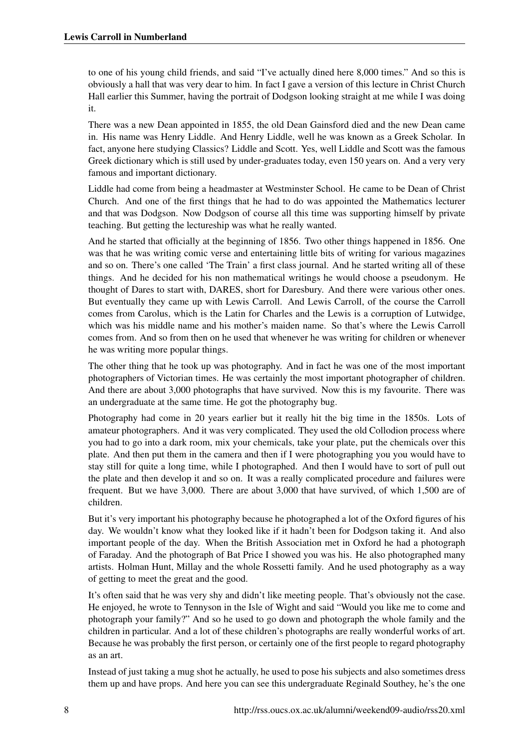to one of his young child friends, and said “I’ve actually dined here 8,000 times.” And so this is obviously a hall that was very dear to him. In fact I gave a version of this lecture in Christ Church Hall earlier this Summer, having the portrait of Dodgson looking straight at me while I was doing it.

There was a new Dean appointed in 1855, the old Dean Gainsford died and the new Dean came in. His name was Henry Liddle. And Henry Liddle, well he was known as a Greek Scholar. In fact, anyone here studying Classics? Liddle and Scott. Yes, well Liddle and Scott was the famous Greek dictionary which is still used by under-graduates today, even 150 years on. And a very very famous and important dictionary.

Liddle had come from being a headmaster at Westminster School. He came to be Dean of Christ Church. And one of the first things that he had to do was appointed the Mathematics lecturer and that was Dodgson. Now Dodgson of course all this time was supporting himself by private teaching. But getting the lectureship was what he really wanted.

And he started that officially at the beginning of 1856. Two other things happened in 1856. One was that he was writing comic verse and entertaining little bits of writing for various magazines and so on. There’s one called ‘The Train’ a first class journal. And he started writing all of these things. And he decided for his non mathematical writings he would choose a pseudonym. He thought of Dares to start with, DARES, short for Daresbury. And there were various other ones. But eventually they came up with Lewis Carroll. And Lewis Carroll, of the course the Carroll comes from Carolus, which is the Latin for Charles and the Lewis is a corruption of Lutwidge, which was his middle name and his mother’s maiden name. So that’s where the Lewis Carroll comes from. And so from then on he used that whenever he was writing for children or whenever he was writing more popular things.

The other thing that he took up was photography. And in fact he was one of the most important photographers of Victorian times. He was certainly the most important photographer of children. And there are about 3,000 photographs that have survived. Now this is my favourite. There was an undergraduate at the same time. He got the photography bug.

Photography had come in 20 years earlier but it really hit the big time in the 1850s. Lots of amateur photographers. And it was very complicated. They used the old Collodion process where you had to go into a dark room, mix your chemicals, take your plate, put the chemicals over this plate. And then put them in the camera and then if I were photographing you you would have to stay still for quite a long time, while I photographed. And then I would have to sort of pull out the plate and then develop it and so on. It was a really complicated procedure and failures were frequent. But we have 3,000. There are about 3,000 that have survived, of which 1,500 are of children.

But it’s very important his photography because he photographed a lot of the Oxford figures of his day. We wouldn’t know what they looked like if it hadn’t been for Dodgson taking it. And also important people of the day. When the British Association met in Oxford he had a photograph of Faraday. And the photograph of Bat Price I showed you was his. He also photographed many artists. Holman Hunt, Millay and the whole Rossetti family. And he used photography as a way of getting to meet the great and the good.

It’s often said that he was very shy and didn’t like meeting people. That’s obviously not the case. He enjoyed, he wrote to Tennyson in the Isle of Wight and said “Would you like me to come and photograph your family?” And so he used to go down and photograph the whole family and the children in particular. And a lot of these children’s photographs are really wonderful works of art. Because he was probably the first person, or certainly one of the first people to regard photography as an art.

Instead of just taking a mug shot he actually, he used to pose his subjects and also sometimes dress them up and have props. And here you can see this undergraduate Reginald Southey, he’s the one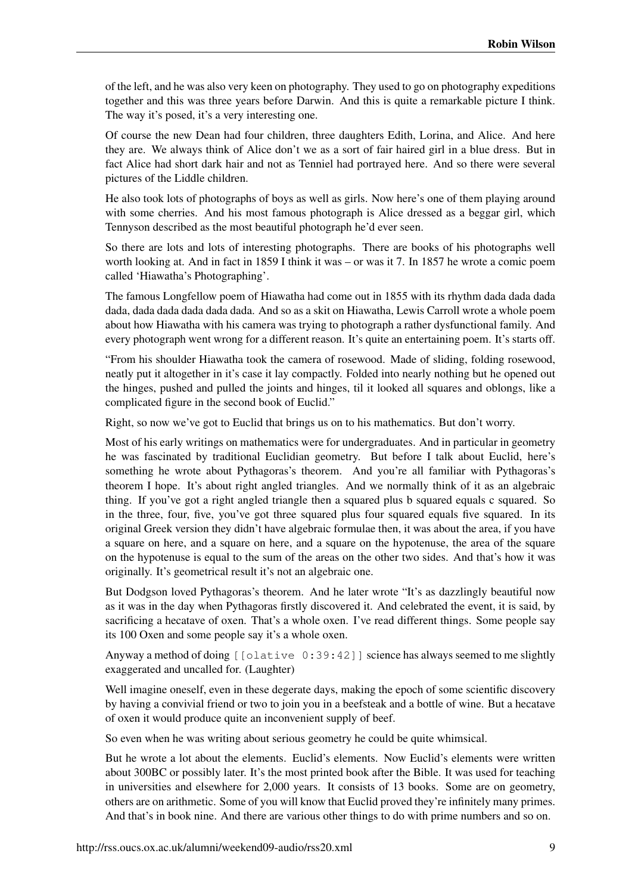of the left, and he was also very keen on photography. They used to go on photography expeditions together and this was three years before Darwin. And this is quite a remarkable picture I think. The way it's posed, it's a very interesting one.

Of course the new Dean had four children, three daughters Edith, Lorina, and Alice. And here they are. We always think of Alice don't we as a sort of fair haired girl in a blue dress. But in fact Alice had short dark hair and not as Tenniel had portrayed here. And so there were several pictures of the Liddle children.

He also took lots of photographs of boys as well as girls. Now here's one of them playing around with some cherries. And his most famous photograph is Alice dressed as a beggar girl, which Tennyson described as the most beautiful photograph he'd ever seen.

So there are lots and lots of interesting photographs. There are books of his photographs well worth looking at. And in fact in 1859 I think it was – or was it 7. In 1857 he wrote a comic poem called 'Hiawatha's Photographing'.

The famous Longfellow poem of Hiawatha had come out in 1855 with its rhythm dada dada dada dada, dada dada dada dada dada. And so as a skit on Hiawatha, Lewis Carroll wrote a whole poem about how Hiawatha with his camera was trying to photograph a rather dysfunctional family. And every photograph went wrong for a different reason. It's quite an entertaining poem. It's starts off.

"From his shoulder Hiawatha took the camera of rosewood. Made of sliding, folding rosewood, neatly put it altogether in it's case it lay compactly. Folded into nearly nothing but he opened out the hinges, pushed and pulled the joints and hinges, til it looked all squares and oblongs, like a complicated figure in the second book of Euclid."

Right, so now we've got to Euclid that brings us on to his mathematics. But don't worry.

Most of his early writings on mathematics were for undergraduates. And in particular in geometry he was fascinated by traditional Euclidian geometry. But before I talk about Euclid, here's something he wrote about Pythagoras's theorem. And you're all familiar with Pythagoras's theorem I hope. It's about right angled triangles. And we normally think of it as an algebraic thing. If you've got a right angled triangle then a squared plus b squared equals c squared. So in the three, four, five, you've got three squared plus four squared equals five squared. In its original Greek version they didn't have algebraic formulae then, it was about the area, if you have a square on here, and a square on here, and a square on the hypotenuse, the area of the square on the hypotenuse is equal to the sum of the areas on the other two sides. And that's how it was originally. It's geometrical result it's not an algebraic one.

But Dodgson loved Pythagoras's theorem. And he later wrote "It's as dazzlingly beautiful now as it was in the day when Pythagoras firstly discovered it. And celebrated the event, it is said, by sacrificing a hecatave of oxen. That's a whole oxen. I've read different things. Some people say its 100 Oxen and some people say it's a whole oxen.

Anyway a method of doing `[[olative 0:39:42]]` science has always seemed to me slightly exaggerated and uncalled for. (Laughter)

Well imagine oneself, even in these degerate days, making the epoch of some scientific discovery by having a convivial friend or two to join you in a beefsteak and a bottle of wine. But a hecatave of oxen it would produce quite an inconvenient supply of beef.

So even when he was writing about serious geometry he could be quite whimsical.

But he wrote a lot about the elements. Euclid's elements. Now Euclid's elements were written about 300BC or possibly later. It's the most printed book after the Bible. It was used for teaching in universities and elsewhere for 2,000 years. It consists of 13 books. Some are on geometry, others are on arithmetic. Some of you will know that Euclid proved they're infinitely many primes. And that's in book nine. And there are various other things to do with prime numbers and so on.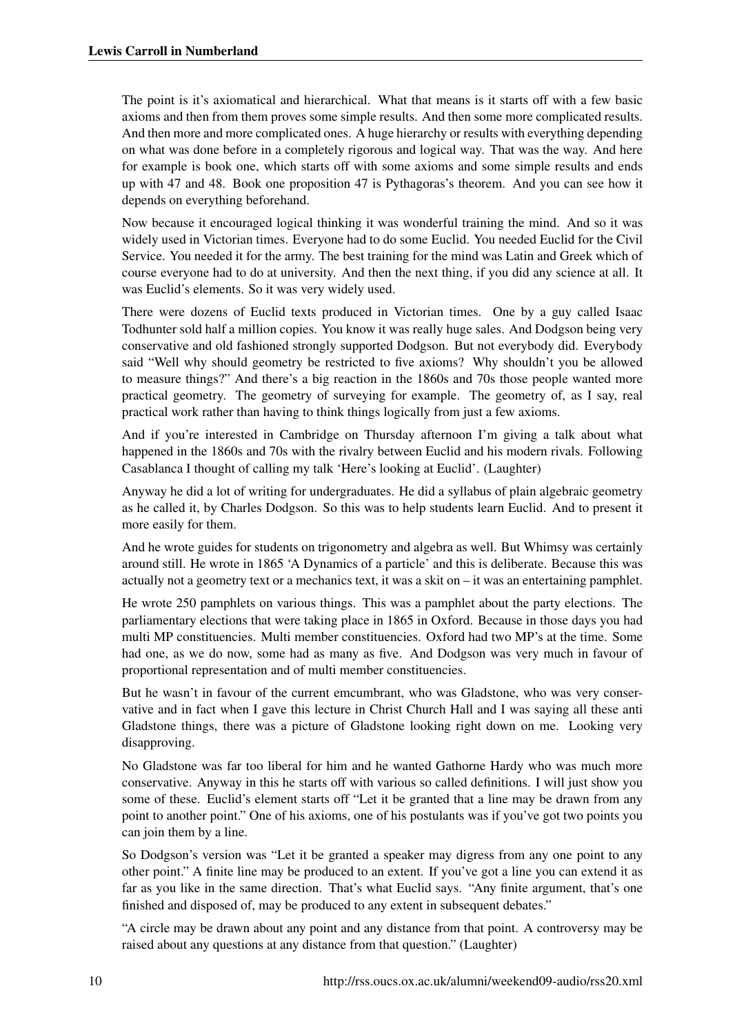The point is it's axiomatical and hierarchical. What that means is it starts off with a few basic axioms and then from them proves some simple results. And then some more complicated results. And then more and more complicated ones. A huge hierarchy or results with everything depending on what was done before in a completely rigorous and logical way. That was the way. And here for example is book one, which starts off with some axioms and some simple results and ends up with 47 and 48. Book one proposition 47 is Pythagoras's theorem. And you can see how it depends on everything beforehand.

Now because it encouraged logical thinking it was wonderful training the mind. And so it was widely used in Victorian times. Everyone had to do some Euclid. You needed Euclid for the Civil Service. You needed it for the army. The best training for the mind was Latin and Greek which of course everyone had to do at university. And then the next thing, if you did any science at all. It was Euclid's elements. So it was very widely used.

There were dozens of Euclid texts produced in Victorian times. One by a guy called Isaac Todhunter sold half a million copies. You know it was really huge sales. And Dodgson being very conservative and old fashioned strongly supported Dodgson. But not everybody did. Everybody said "Well why should geometry be restricted to five axioms? Why shouldn't you be allowed to measure things?" And there's a big reaction in the 1860s and 70s those people wanted more practical geometry. The geometry of surveying for example. The geometry of, as I say, real practical work rather than having to think things logically from just a few axioms.

And if you're interested in Cambridge on Thursday afternoon I'm giving a talk about what happened in the 1860s and 70s with the rivalry between Euclid and his modern rivals. Following Casablanca I thought of calling my talk 'Here's looking at Euclid'. (Laughter)

Anyway he did a lot of writing for undergraduates. He did a syllabus of plain algebraic geometry as he called it, by Charles Dodgson. So this was to help students learn Euclid. And to present it more easily for them.

And he wrote guides for students on trigonometry and algebra as well. But Whimsy was certainly around still. He wrote in 1865 'A Dynamics of a particle' and this is deliberate. Because this was actually not a geometry text or a mechanics text, it was a skit on – it was an entertaining pamphlet.

He wrote 250 pamphlets on various things. This was a pamphlet about the party elections. The parliamentary elections that were taking place in 1865 in Oxford. Because in those days you had multi MP constituencies. Multi member constituencies. Oxford had two MP's at the time. Some had one, as we do now, some had as many as five. And Dodgson was very much in favour of proportional representation and of multi member constituencies.

But he wasn't in favour of the current emcumbrant, who was Gladstone, who was very conservative and in fact when I gave this lecture in Christ Church Hall and I was saying all these anti Gladstone things, there was a picture of Gladstone looking right down on me. Looking very disapproving.

No Gladstone was far too liberal for him and he wanted Gathorne Hardy who was much more conservative. Anyway in this he starts off with various so called definitions. I will just show you some of these. Euclid's element starts off "Let it be granted that a line may be drawn from any point to another point." One of his axioms, one of his postulants was if you've got two points you can join them by a line.

So Dodgson's version was "Let it be granted a speaker may digress from any one point to any other point." A finite line may be produced to an extent. If you've got a line you can extend it as far as you like in the same direction. That's what Euclid says. "Any finite argument, that's one finished and disposed of, may be produced to any extent in subsequent debates."

"A circle may be drawn about any point and any distance from that point. A controversy may be raised about any questions at any distance from that question." (Laughter)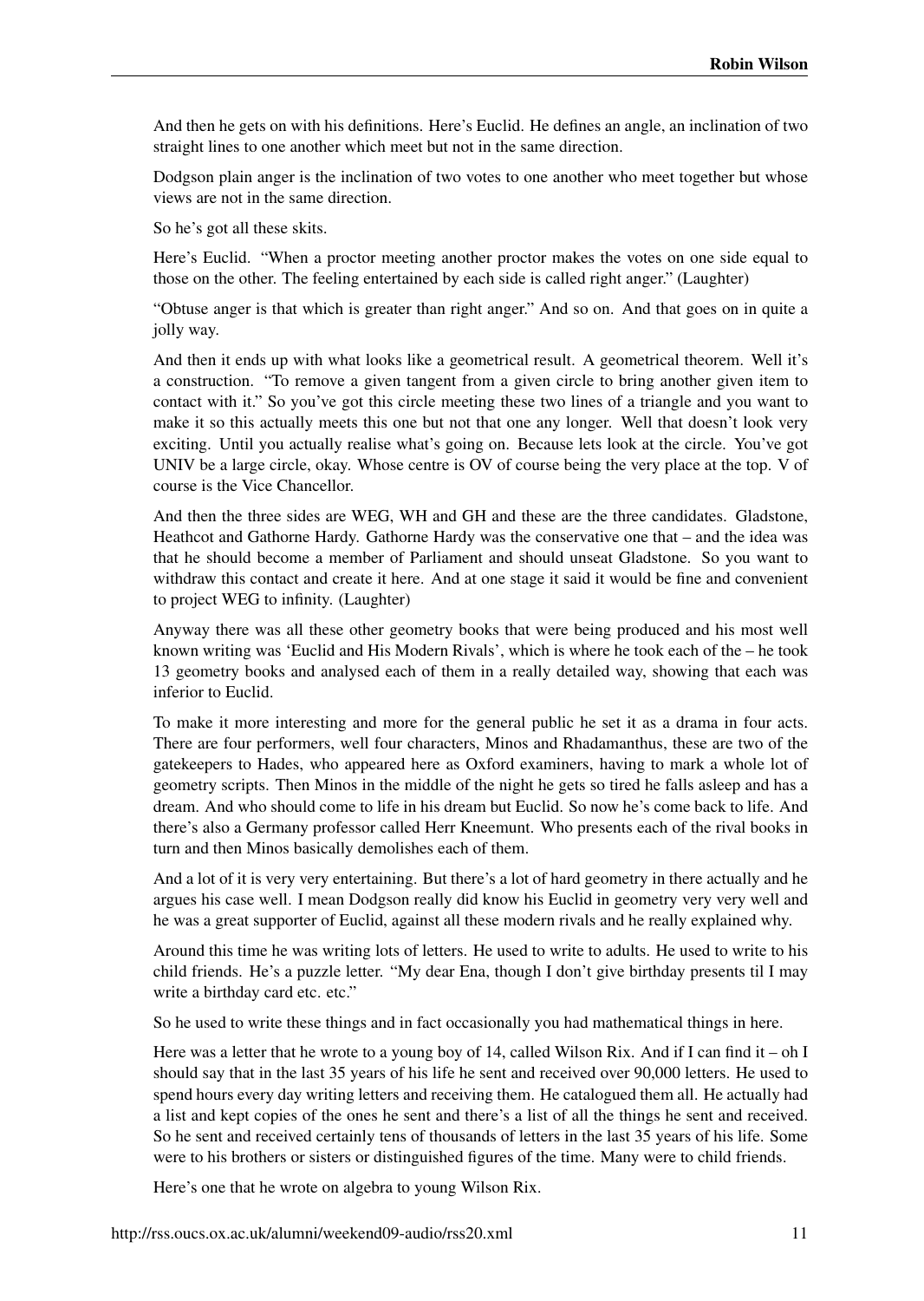And then he gets on with his definitions. Here's Euclid. He defines an angle, an inclination of two straight lines to one another which meet but not in the same direction.

Dodgson plain anger is the inclination of two votes to one another who meet together but whose views are not in the same direction.

So he's got all these skits.

Here's Euclid. "When a proctor meeting another proctor makes the votes on one side equal to those on the other. The feeling entertained by each side is called right anger." (Laughter)

"Obtuse anger is that which is greater than right anger." And so on. And that goes on in quite a jolly way.

And then it ends up with what looks like a geometrical result. A geometrical theorem. Well it's a construction. "To remove a given tangent from a given circle to bring another given item to contact with it." So you've got this circle meeting these two lines of a triangle and you want to make it so this actually meets this one but not that one any longer. Well that doesn't look very exciting. Until you actually realise what's going on. Because lets look at the circle. You've got UNIV be a large circle, okay. Whose centre is OV of course being the very place at the top. V of course is the Vice Chancellor.

And then the three sides are WEG, WH and GH and these are the three candidates. Gladstone, Heathcot and Gathorne Hardy. Gathorne Hardy was the conservative one that – and the idea was that he should become a member of Parliament and should unseat Gladstone. So you want to withdraw this contact and create it here. And at one stage it said it would be fine and convenient to project WEG to infinity. (Laughter)

Anyway there was all these other geometry books that were being produced and his most well known writing was 'Euclid and His Modern Rivals', which is where he took each of the – he took 13 geometry books and analysed each of them in a really detailed way, showing that each was inferior to Euclid.

To make it more interesting and more for the general public he set it as a drama in four acts. There are four performers, well four characters, Minos and Rhadamanthus, these are two of the gatekeepers to Hades, who appeared here as Oxford examiners, having to mark a whole lot of geometry scripts. Then Minos in the middle of the night he gets so tired he falls asleep and has a dream. And who should come to life in his dream but Euclid. So now he's come back to life. And there's also a Germany professor called Herr Kneemunt. Who presents each of the rival books in turn and then Minos basically demolishes each of them.

And a lot of it is very very entertaining. But there's a lot of hard geometry in there actually and he argues his case well. I mean Dodgson really did know his Euclid in geometry very very well and he was a great supporter of Euclid, against all these modern rivals and he really explained why.

Around this time he was writing lots of letters. He used to write to adults. He used to write to his child friends. He's a puzzle letter. "My dear Ena, though I don't give birthday presents til I may write a birthday card etc. etc."

So he used to write these things and in fact occasionally you had mathematical things in here.

Here was a letter that he wrote to a young boy of 14, called Wilson Rix. And if I can find it – oh I should say that in the last 35 years of his life he sent and received over 90,000 letters. He used to spend hours every day writing letters and receiving them. He catalogued them all. He actually had a list and kept copies of the ones he sent and there's a list of all the things he sent and received. So he sent and received certainly tens of thousands of letters in the last 35 years of his life. Some were to his brothers or sisters or distinguished figures of the time. Many were to child friends.

Here's one that he wrote on algebra to young Wilson Rix.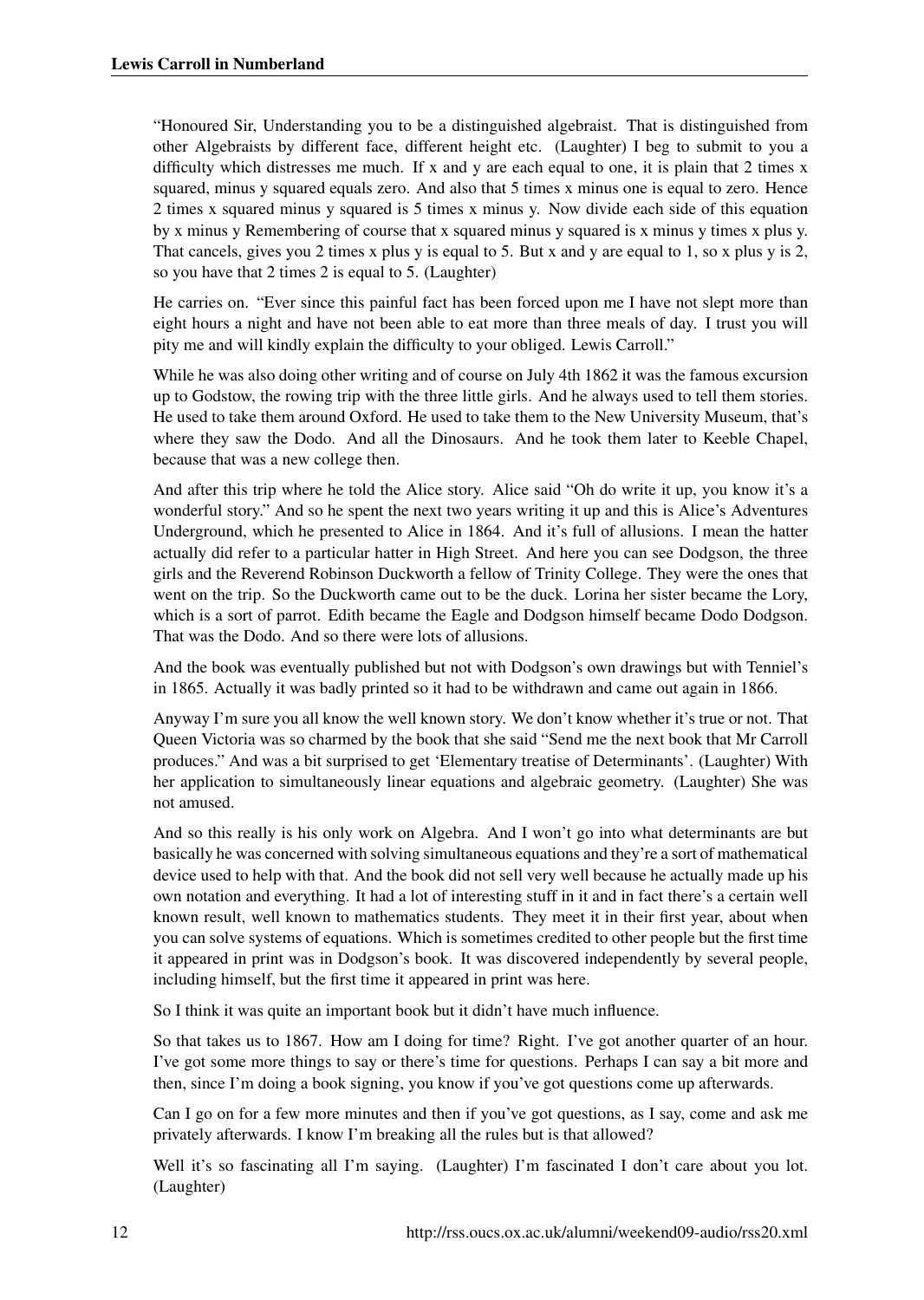"Honoured Sir, Understanding you to be a distinguished algebraist. That is distinguished from other Algebraists by different face, different height etc. (Laughter) I beg to submit to you a difficulty which distresses me much. If x and y are each equal to one, it is plain that 2 times x squared, minus y squared equals zero. And also that 5 times x minus one is equal to zero. Hence 2 times x squared minus y squared is 5 times x minus y. Now divide each side of this equation by x minus y Remembering of course that x squared minus y squared is x minus y times x plus y. That cancels, gives you 2 times x plus y is equal to 5. But x and y are equal to 1, so x plus y is 2, so you have that 2 times 2 is equal to 5. (Laughter)

He carries on. "Ever since this painful fact has been forced upon me I have not slept more than eight hours a night and have not been able to eat more than three meals of day. I trust you will pity me and will kindly explain the difficulty to your obliged. Lewis Carroll."

While he was also doing other writing and of course on July 4th 1862 it was the famous excursion up to Godstow, the rowing trip with the three little girls. And he always used to tell them stories. He used to take them around Oxford. He used to take them to the New University Museum, that's where they saw the Dodo. And all the Dinosaurs. And he took them later to Keeble Chapel, because that was a new college then.

And after this trip where he told the Alice story. Alice said "Oh do write it up, you know it's a wonderful story." And so he spent the next two years writing it up and this is Alice's Adventures Underground, which he presented to Alice in 1864. And it's full of allusions. I mean the hatter actually did refer to a particular hatter in High Street. And here you can see Dodgson, the three girls and the Reverend Robinson Duckworth a fellow of Trinity College. They were the ones that went on the trip. So the Duckworth came out to be the duck. Lorina her sister became the Lory, which is a sort of parrot. Edith became the Eagle and Dodgson himself became Dodo Dodgson. That was the Dodo. And so there were lots of allusions.

And the book was eventually published but not with Dodgson's own drawings but with Tenniel's in 1865. Actually it was badly printed so it had to be withdrawn and came out again in 1866.

Anyway I'm sure you all know the well known story. We don't know whether it's true or not. That Queen Victoria was so charmed by the book that she said "Send me the next book that Mr Carroll produces." And was a bit surprised to get 'Elementary treatise of Determinants'. (Laughter) With her application to simultaneously linear equations and algebraic geometry. (Laughter) She was not amused.

And so this really is his only work on Algebra. And I won't go into what determinants are but basically he was concerned with solving simultaneous equations and they're a sort of mathematical device used to help with that. And the book did not sell very well because he actually made up his own notation and everything. It had a lot of interesting stuff in it and in fact there's a certain well known result, well known to mathematics students. They meet it in their first year, about when you can solve systems of equations. Which is sometimes credited to other people but the first time it appeared in print was in Dodgson's book. It was discovered independently by several people, including himself, but the first time it appeared in print was here.

So I think it was quite an important book but it didn't have much influence.

So that takes us to 1867. How am I doing for time? Right. I've got another quarter of an hour. I've got some more things to say or there's time for questions. Perhaps I can say a bit more and then, since I'm doing a book signing, you know if you've got questions come up afterwards.

Can I go on for a few more minutes and then if you've got questions, as I say, come and ask me privately afterwards. I know I'm breaking all the rules but is that allowed?

Well it's so fascinating all I'm saying. (Laughter) I'm fascinated I don't care about you lot. (Laughter)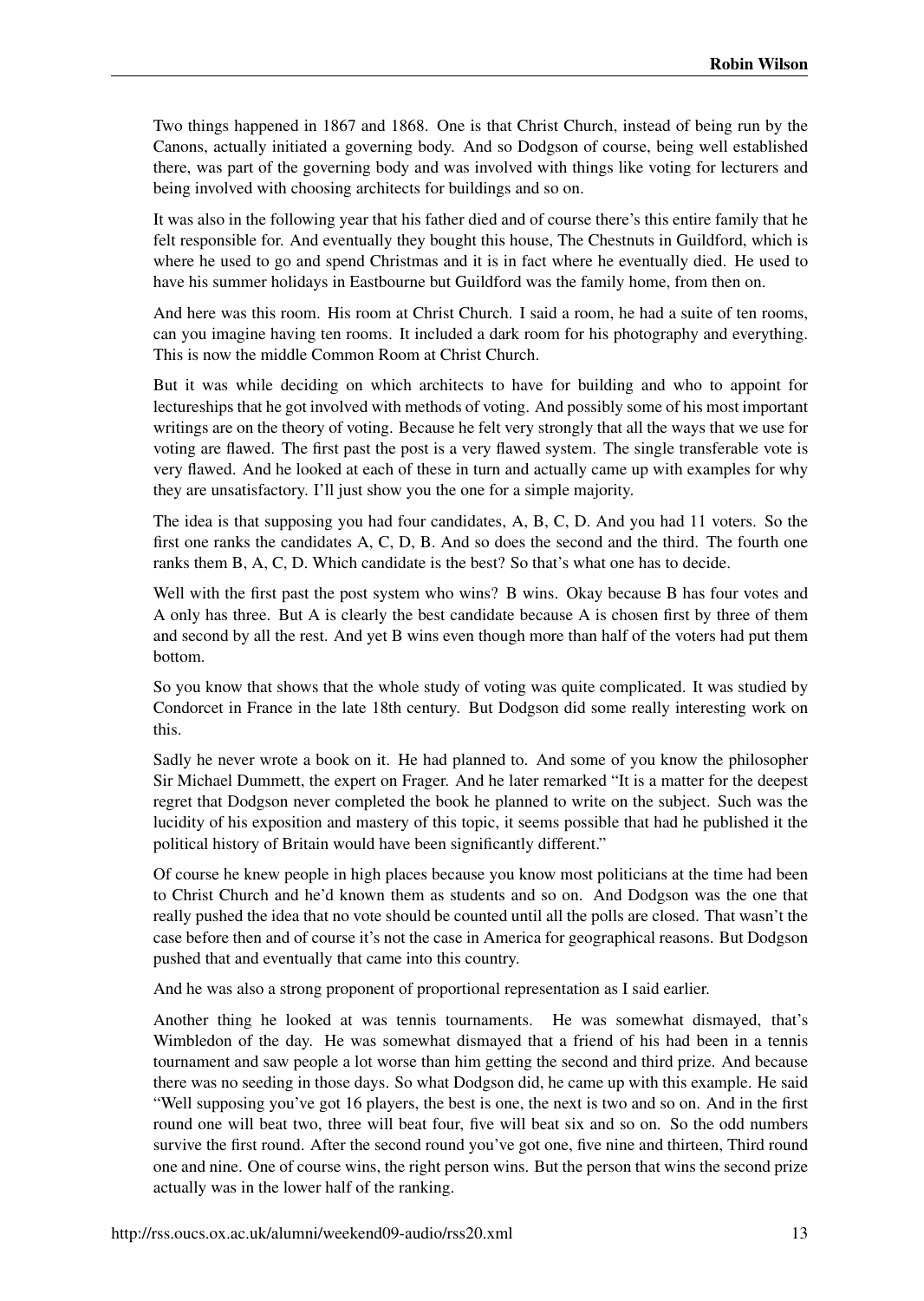Two things happened in 1867 and 1868. One is that Christ Church, instead of being run by the Canons, actually initiated a governing body. And so Dodgson of course, being well established there, was part of the governing body and was involved with things like voting for lecturers and being involved with choosing architects for buildings and so on.

It was also in the following year that his father died and of course there's this entire family that he felt responsible for. And eventually they bought this house, The Chestnuts in Guildford, which is where he used to go and spend Christmas and it is in fact where he eventually died. He used to have his summer holidays in Eastbourne but Guildford was the family home, from then on.

And here was this room. His room at Christ Church. I said a room, he had a suite of ten rooms, can you imagine having ten rooms. It included a dark room for his photography and everything. This is now the middle Common Room at Christ Church.

But it was while deciding on which architects to have for building and who to appoint for lectureships that he got involved with methods of voting. And possibly some of his most important writings are on the theory of voting. Because he felt very strongly that all the ways that we use for voting are flawed. The first past the post is a very flawed system. The single transferable vote is very flawed. And he looked at each of these in turn and actually came up with examples for why they are unsatisfactory. I'll just show you the one for a simple majority.

The idea is that supposing you had four candidates, A, B, C, D. And you had 11 voters. So the first one ranks the candidates A, C, D, B. And so does the second and the third. The fourth one ranks them B, A, C, D. Which candidate is the best? So that's what one has to decide.

Well with the first past the post system who wins? B wins. Okay because B has four votes and A only has three. But A is clearly the best candidate because A is chosen first by three of them and second by all the rest. And yet B wins even though more than half of the voters had put them bottom.

So you know that shows that the whole study of voting was quite complicated. It was studied by Condorcet in France in the late 18th century. But Dodgson did some really interesting work on this.

Sadly he never wrote a book on it. He had planned to. And some of you know the philosopher Sir Michael Dummett, the expert on Frager. And he later remarked "It is a matter for the deepest regret that Dodgson never completed the book he planned to write on the subject. Such was the lucidity of his exposition and mastery of this topic, it seems possible that had he published it the political history of Britain would have been significantly different."

Of course he knew people in high places because you know most politicians at the time had been to Christ Church and he'd known them as students and so on. And Dodgson was the one that really pushed the idea that no vote should be counted until all the polls are closed. That wasn't the case before then and of course it's not the case in America for geographical reasons. But Dodgson pushed that and eventually that came into this country.

And he was also a strong proponent of proportional representation as I said earlier.

Another thing he looked at was tennis tournaments. He was somewhat dismayed, that's Wimbledon of the day. He was somewhat dismayed that a friend of his had been in a tennis tournament and saw people a lot worse than him getting the second and third prize. And because there was no seeding in those days. So what Dodgson did, he came up with this example. He said "Well supposing you've got 16 players, the best is one, the next is two and so on. And in the first round one will beat two, three will beat four, five will beat six and so on. So the odd numbers survive the first round. After the second round you've got one, five nine and thirteen, Third round one and nine. One of course wins, the right person wins. But the person that wins the second prize actually was in the lower half of the ranking.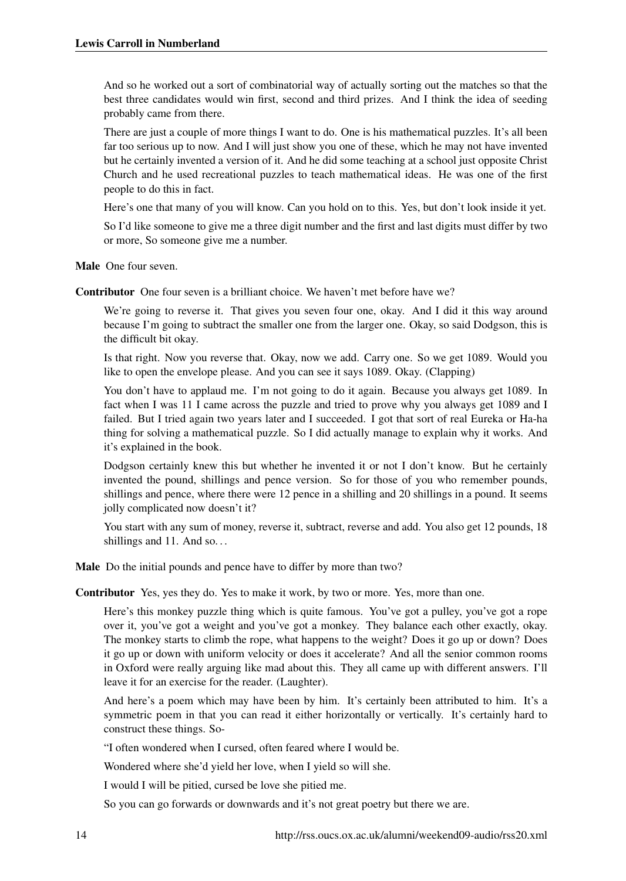And so he worked out a sort of combinatorial way of actually sorting out the matches so that the best three candidates would win first, second and third prizes. And I think the idea of seeding probably came from there.

There are just a couple of more things I want to do. One is his mathematical puzzles. It's all been far too serious up to now. And I will just show you one of these, which he may not have invented but he certainly invented a version of it. And he did some teaching at a school just opposite Christ Church and he used recreational puzzles to teach mathematical ideas. He was one of the first people to do this in fact.

Here's one that many of you will know. Can you hold on to this. Yes, but don't look inside it yet.

So I'd like someone to give me a three digit number and the first and last digits must differ by two or more, So someone give me a number.

**Male** One four seven.

**Contributor** One four seven is a brilliant choice. We haven't met before have we?

We're going to reverse it. That gives you seven four one, okay. And I did it this way around because I'm going to subtract the smaller one from the larger one. Okay, so said Dodgson, this is the difficult bit okay.

Is that right. Now you reverse that. Okay, now we add. Carry one. So we get 1089. Would you like to open the envelope please. And you can see it says 1089. Okay. (Clapping)

You don't have to applaud me. I'm not going to do it again. Because you always get 1089. In fact when I was 11 I came across the puzzle and tried to prove why you always get 1089 and I failed. But I tried again two years later and I succeeded. I got that sort of real Eureka or Ha-ha thing for solving a mathematical puzzle. So I did actually manage to explain why it works. And it's explained in the book.

Dodgson certainly knew this but whether he invented it or not I don't know. But he certainly invented the pound, shillings and pence version. So for those of you who remember pounds, shillings and pence, where there were 12 pence in a shilling and 20 shillings in a pound. It seems jolly complicated now doesn't it?

You start with any sum of money, reverse it, subtract, reverse and add. You also get 12 pounds, 18 shillings and 11. And so...

**Male** Do the initial pounds and pence have to differ by more than two?

**Contributor** Yes, yes they do. Yes to make it work, by two or more. Yes, more than one.

Here's this monkey puzzle thing which is quite famous. You've got a pulley, you've got a rope over it, you've got a weight and you've got a monkey. They balance each other exactly, okay. The monkey starts to climb the rope, what happens to the weight? Does it go up or down? Does it go up or down with uniform velocity or does it accelerate? And all the senior common rooms in Oxford were really arguing like mad about this. They all came up with different answers. I'll leave it for an exercise for the reader. (Laughter).

And here's a poem which may have been by him. It's certainly been attributed to him. It's a symmetric poem in that you can read it either horizontally or vertically. It's certainly hard to construct these things. So-

"I often wondered when I cursed, often feared where I would be.

Wondered where she'd yield her love, when I yield so will she.

I would I will be pitied, cursed be love she pitied me.

So you can go forwards or downwards and it's not great poetry but there we are.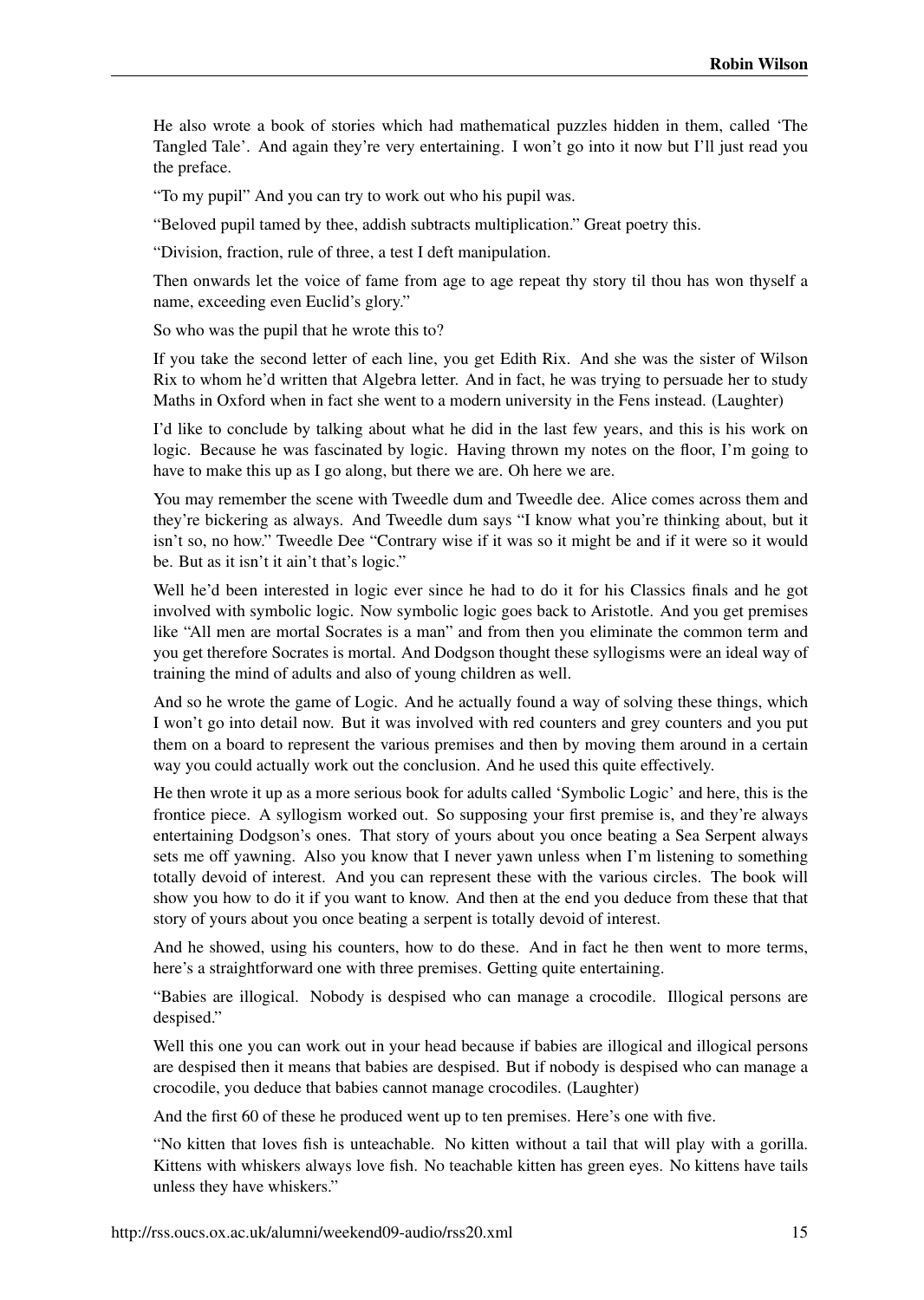He also wrote a book of stories which had mathematical puzzles hidden in them, called 'The Tangled Tale'. And again they're very entertaining. I won't go into it now but I'll just read you the preface.

"To my pupil" And you can try to work out who his pupil was.

"Beloved pupil tamed by thee, addish subtracts multiplication." Great poetry this.

"Division, fraction, rule of three, a test I deft manipulation.

Then onwards let the voice of fame from age to age repeat thy story til thou has won thyself a name, exceeding even Euclid's glory."

So who was the pupil that he wrote this to?

If you take the second letter of each line, you get Edith Rix. And she was the sister of Wilson Rix to whom he'd written that Algebra letter. And in fact, he was trying to persuade her to study Maths in Oxford when in fact she went to a modern university in the Fens instead. (Laughter)

I'd like to conclude by talking about what he did in the last few years, and this is his work on logic. Because he was fascinated by logic. Having thrown my notes on the floor, I'm going to have to make this up as I go along, but there we are. Oh here we are.

You may remember the scene with Tweedle dum and Tweedle dee. Alice comes across them and they're bickering as always. And Tweedle dum says "I know what you're thinking about, but it isn't so, no how." Tweedle Dee "Contrary wise if it was so it might be and if it were so it would be. But as it isn't it ain't that's logic."

Well he'd been interested in logic ever since he had to do it for his Classics finals and he got involved with symbolic logic. Now symbolic logic goes back to Aristotle. And you get premises like "All men are mortal Socrates is a man" and from then you eliminate the common term and you get therefore Socrates is mortal. And Dodgson thought these syllogisms were an ideal way of training the mind of adults and also of young children as well.

And so he wrote the game of Logic. And he actually found a way of solving these things, which I won't go into detail now. But it was involved with red counters and grey counters and you put them on a board to represent the various premises and then by moving them around in a certain way you could actually work out the conclusion. And he used this quite effectively.

He then wrote it up as a more serious book for adults called 'Symbolic Logic' and here, this is the frontice piece. A syllogism worked out. So supposing your first premise is, and they're always entertaining Dodgson's ones. That story of yours about you once beating a Sea Serpent always sets me off yawning. Also you know that I never yawn unless when I'm listening to something totally devoid of interest. And you can represent these with the various circles. The book will show you how to do it if you want to know. And then at the end you deduce from these that that story of yours about you once beating a serpent is totally devoid of interest.

And he showed, using his counters, how to do these. And in fact he then went to more terms, here's a straightforward one with three premises. Getting quite entertaining.

"Babies are illogical. Nobody is despised who can manage a crocodile. Illogical persons are despised."

Well this one you can work out in your head because if babies are illogical and illogical persons are despised then it means that babies are despised. But if nobody is despised who can manage a crocodile, you deduce that babies cannot manage crocodiles. (Laughter)

And the first 60 of these he produced went up to ten premises. Here's one with five.

"No kitten that loves fish is unteachable. No kitten without a tail that will play with a gorilla. Kittens with whiskers always love fish. No teachable kitten has green eyes. No kittens have tails unless they have whiskers."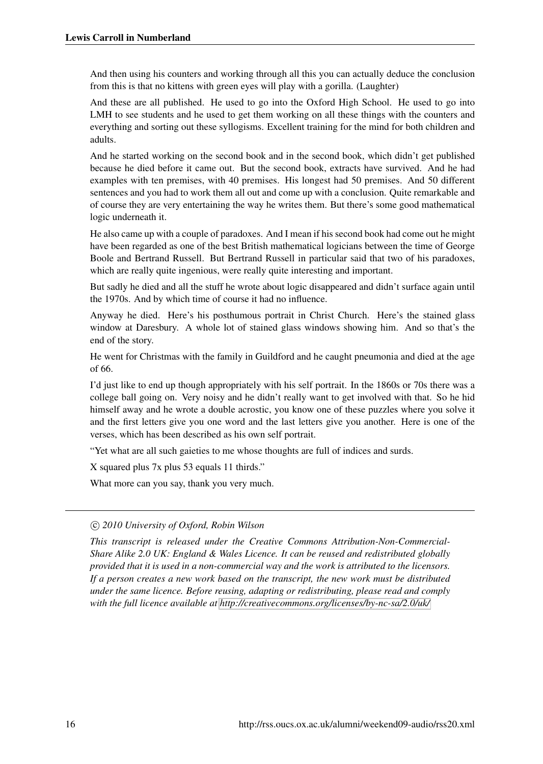And then using his counters and working through all this you can actually deduce the conclusion from this is that no kittens with green eyes will play with a gorilla. (Laughter)

And these are all published. He used to go into the Oxford High School. He used to go into LMH to see students and he used to get them working on all these things with the counters and everything and sorting out these syllogisms. Excellent training for the mind for both children and adults.

And he started working on the second book and in the second book, which didn't get published because he died before it came out. But the second book, extracts have survived. And he had examples with ten premises, with 40 premises. His longest had 50 premises. And 50 different sentences and you had to work them all out and come up with a conclusion. Quite remarkable and of course they are very entertaining the way he writes them. But there's some good mathematical logic underneath it.

He also came up with a couple of paradoxes. And I mean if his second book had come out he might have been regarded as one of the best British mathematical logicians between the time of George Boole and Bertrand Russell. But Bertrand Russell in particular said that two of his paradoxes, which are really quite ingenious, were really quite interesting and important.

But sadly he died and all the stuff he wrote about logic disappeared and didn't surface again until the 1970s. And by which time of course it had no influence.

Anyway he died. Here's his posthumous portrait in Christ Church. Here's the stained glass window at Daresbury. A whole lot of stained glass windows showing him. And so that's the end of the story.

He went for Christmas with the family in Guildford and he caught pneumonia and died at the age of 66.

I'd just like to end up though appropriately with his self portrait. In the 1860s or 70s there was a college ball going on. Very noisy and he didn't really want to get involved with that. So he hid himself away and he wrote a double acrostic, you know one of these puzzles where you solve it and the first letters give you one word and the last letters give you another. Here is one of the verses, which has been described as his own self portrait.

"Yet what are all such gaieties to me whose thoughts are full of indices and surds.

X squared plus 7x plus 53 equals 11 thirds."

What more can you say, thank you very much.

---

*© 2010 University of Oxford, Robin Wilson*

*This transcript is released under the Creative Commons Attribution-Non-Commercial-Share Alike 2.0 UK: England & Wales Licence. It can be reused and redistributed globally provided that it is used in a non-commercial way and the work is attributed to the licensors. If a person creates a new work based on the transcript, the new work must be distributed under the same licence. Before reusing, adapting or redistributing, please read and comply with the full licence available at http://creativecommons.org/licenses/by-nc-sa/2.0/uk/*